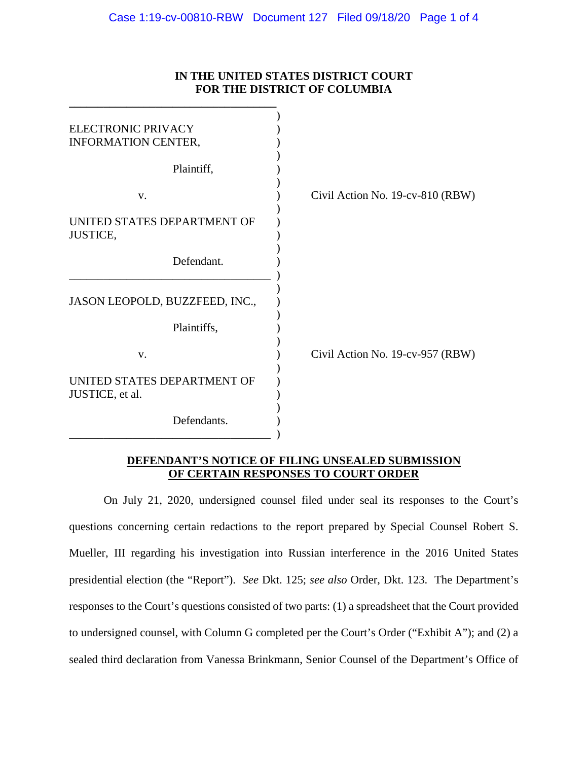**IN THE UNITED STATES DISTRICT COURT**
**FOR THE DISTRICT OF COLUMBIA**

| | |
|---|---|
| ELECTRONIC PRIVACY INFORMATION CENTER,<br><br>Plaintiff,<br><br>v.<br><br>UNITED STATES DEPARTMENT OF JUSTICE,<br><br>Defendant. | Civil Action No. 19-cv-810 (RBW) |
| JASON LEOPOLD, BUZZFEED, INC.,<br><br>Plaintiffs,<br><br>v.<br><br>UNITED STATES DEPARTMENT OF JUSTICE, et al.<br><br>Defendants. | Civil Action No. 19-cv-957 (RBW) |

**DEFENDANT'S NOTICE OF FILING UNSEALED SUBMISSION OF CERTAIN RESPONSES TO COURT ORDER**

On July 21, 2020, undersigned counsel filed under seal its responses to the Court's questions concerning certain redactions to the report prepared by Special Counsel Robert S. Mueller, III regarding his investigation into Russian interference in the 2016 United States presidential election (the "Report"). *See* Dkt. 125; *see also* Order, Dkt. 123. The Department's responses to the Court's questions consisted of two parts: (1) a spreadsheet that the Court provided to undersigned counsel, with Column G completed per the Court's Order ("Exhibit A"); and (2) a sealed third declaration from Vanessa Brinkmann, Senior Counsel of the Department's Office of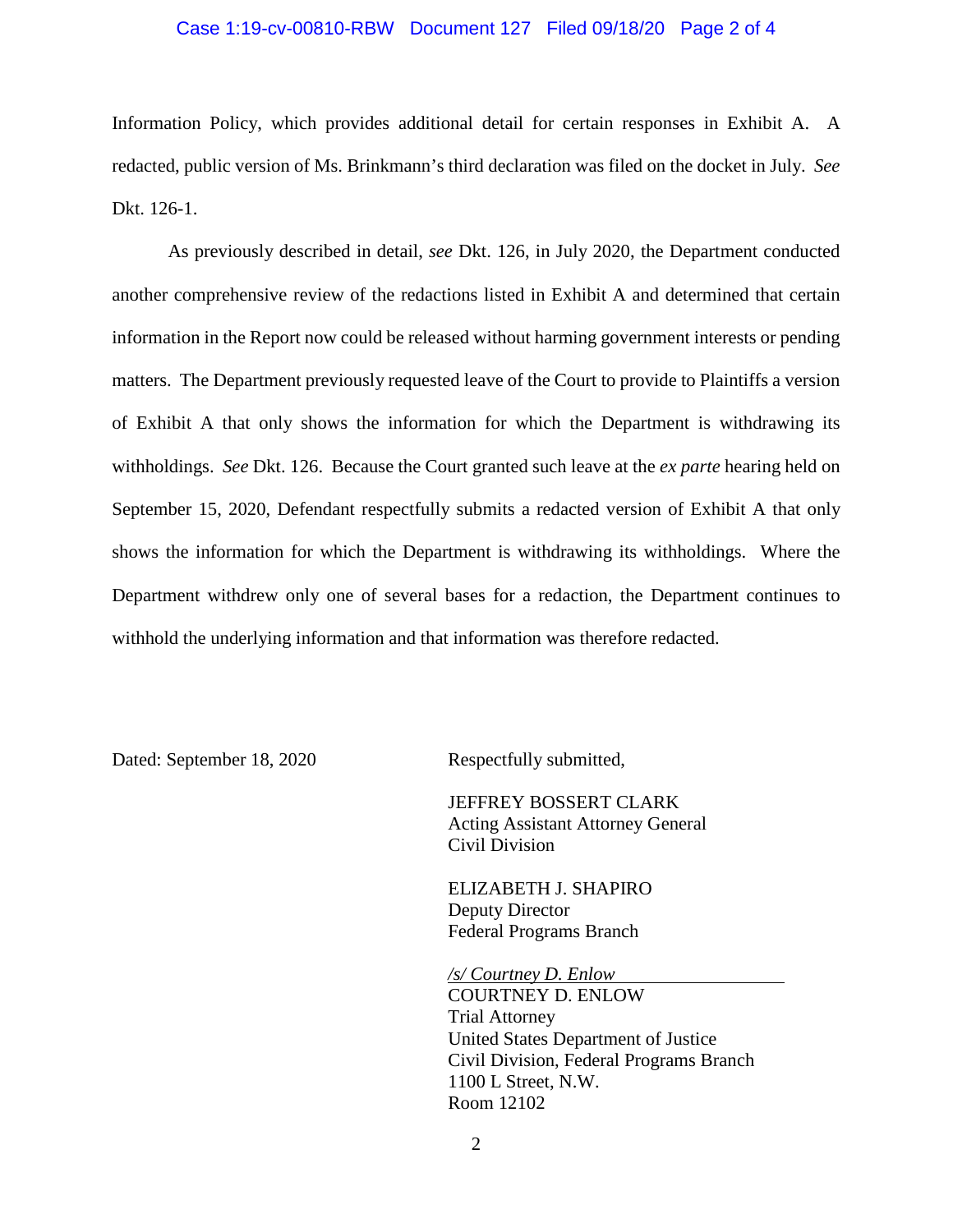Information Policy, which provides additional detail for certain responses in Exhibit A. A redacted, public version of Ms. Brinkmann's third declaration was filed on the docket in July. *See* Dkt. 126-1.

As previously described in detail, *see* Dkt. 126, in July 2020, the Department conducted another comprehensive review of the redactions listed in Exhibit A and determined that certain information in the Report now could be released without harming government interests or pending matters. The Department previously requested leave of the Court to provide to Plaintiffs a version of Exhibit A that only shows the information for which the Department is withdrawing its withholdings. *See* Dkt. 126. Because the Court granted such leave at the *ex parte* hearing held on September 15, 2020, Defendant respectfully submits a redacted version of Exhibit A that only shows the information for which the Department is withdrawing its withholdings. Where the Department withdrew only one of several bases for a redaction, the Department continues to withhold the underlying information and that information was therefore redacted.

Dated: September 18, 2020

Respectfully submitted,

JEFFREY BOSSERT CLARK
Acting Assistant Attorney General
Civil Division

ELIZABETH J. SHAPIRO
Deputy Director
Federal Programs Branch

*/s/ Courtney D. Enlow*
COURTNEY D. ENLOW
Trial Attorney
United States Department of Justice
Civil Division, Federal Programs Branch
1100 L Street, N.W.
Room 12102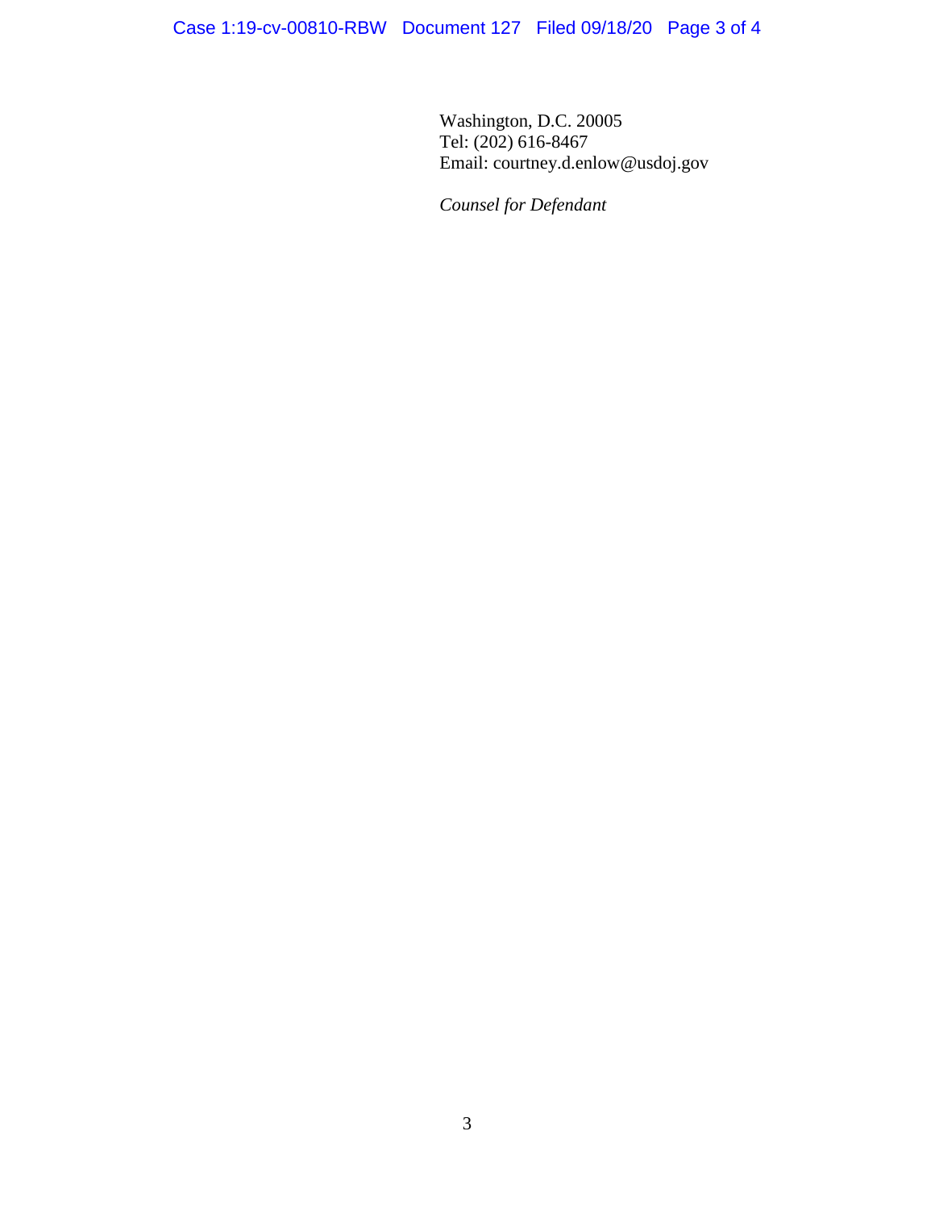Washington, D.C. 20005
Tel: (202) 616-8467
Email: courtney.d.enlow@usdoj.gov

*Counsel for Defendant*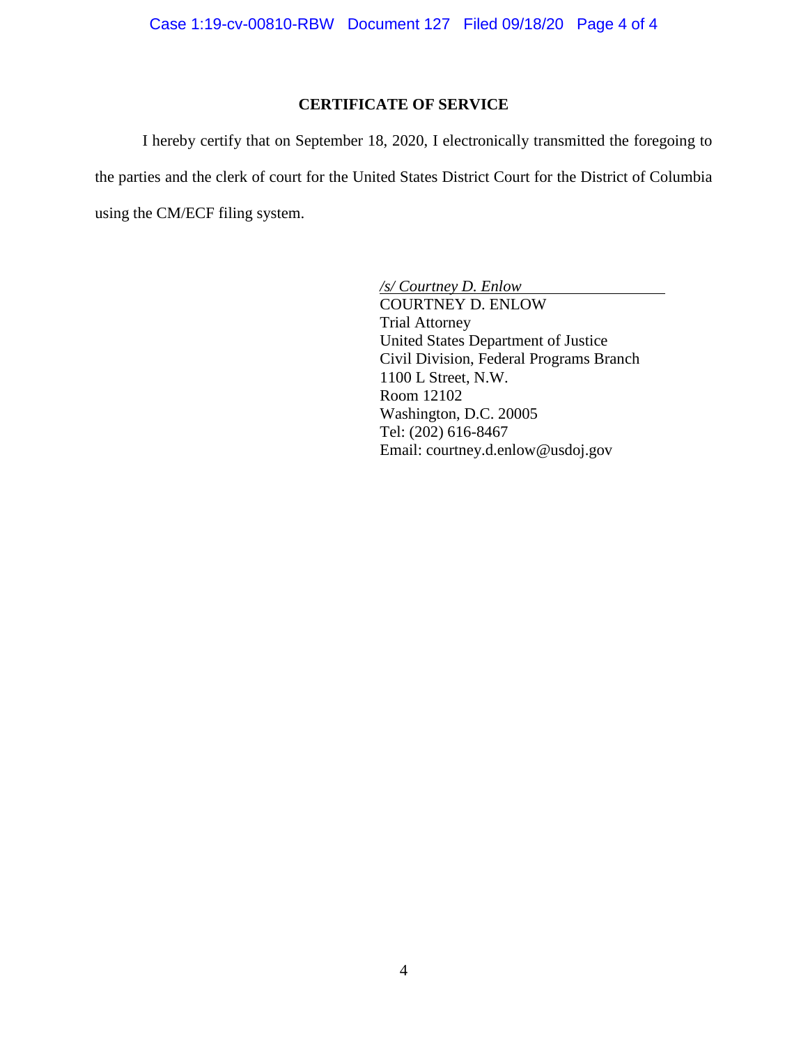## CERTIFICATE OF SERVICE

I hereby certify that on September 18, 2020, I electronically transmitted the foregoing to the parties and the clerk of court for the United States District Court for the District of Columbia using the CM/ECF filing system.

*/s/ Courtney D. Enlow*
COURTNEY D. ENLOW
Trial Attorney
United States Department of Justice
Civil Division, Federal Programs Branch
1100 L Street, N.W.
Room 12102
Washington, D.C. 20005
Tel: (202) 616-8467
Email: courtney.d.enlow@usdoj.gov